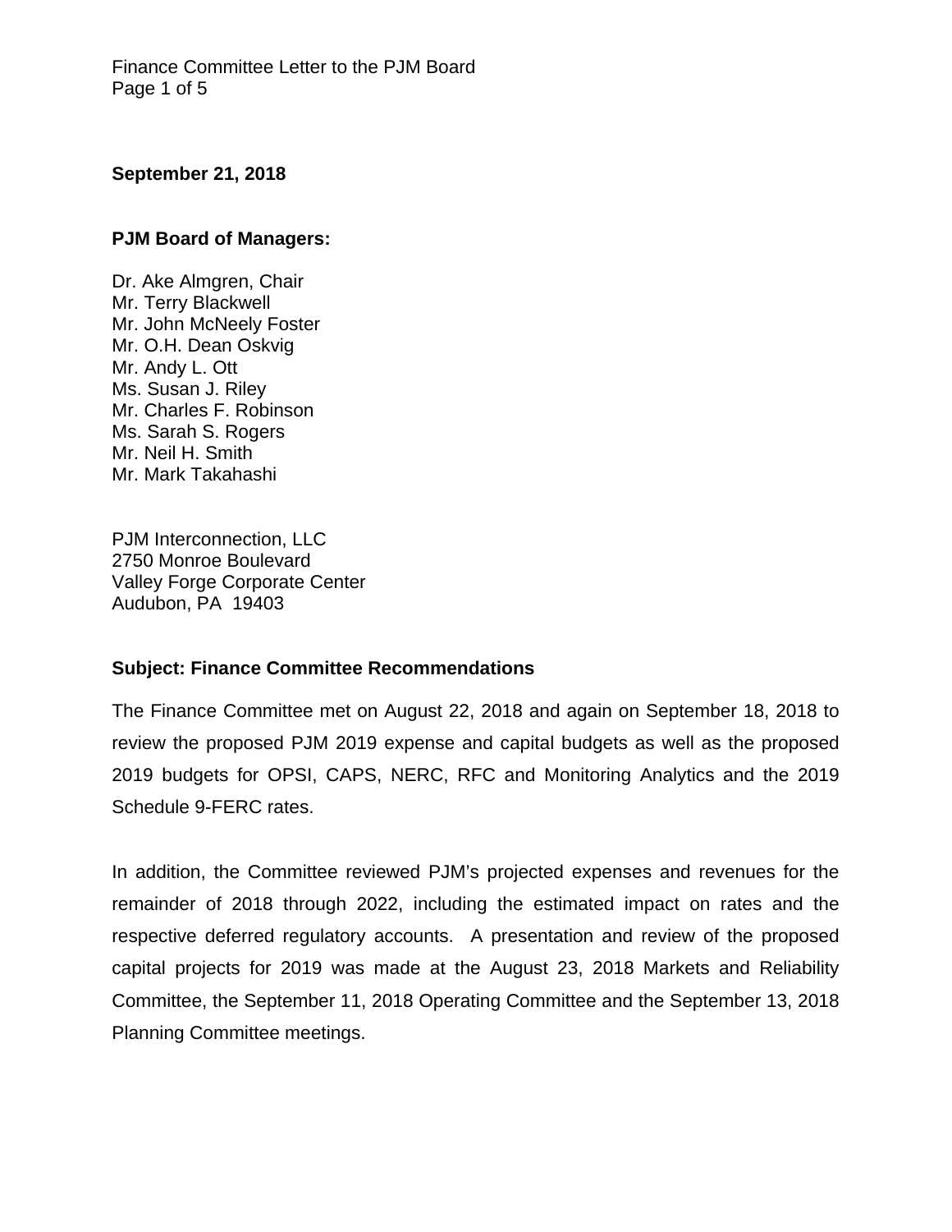**September 21, 2018**

**PJM Board of Managers:**

Dr. Ake Almgren, Chair
Mr. Terry Blackwell
Mr. John McNeely Foster
Mr. O.H. Dean Oskvig
Mr. Andy L. Ott
Ms. Susan J. Riley
Mr. Charles F. Robinson
Ms. Sarah S. Rogers
Mr. Neil H. Smith
Mr. Mark Takahashi

PJM Interconnection, LLC
2750 Monroe Boulevard
Valley Forge Corporate Center
Audubon, PA 19403

**Subject: Finance Committee Recommendations**

The Finance Committee met on August 22, 2018 and again on September 18, 2018 to review the proposed PJM 2019 expense and capital budgets as well as the proposed 2019 budgets for OPSI, CAPS, NERC, RFC and Monitoring Analytics and the 2019 Schedule 9-FERC rates.

In addition, the Committee reviewed PJM's projected expenses and revenues for the remainder of 2018 through 2022, including the estimated impact on rates and the respective deferred regulatory accounts. A presentation and review of the proposed capital projects for 2019 was made at the August 23, 2018 Markets and Reliability Committee, the September 11, 2018 Operating Committee and the September 13, 2018 Planning Committee meetings.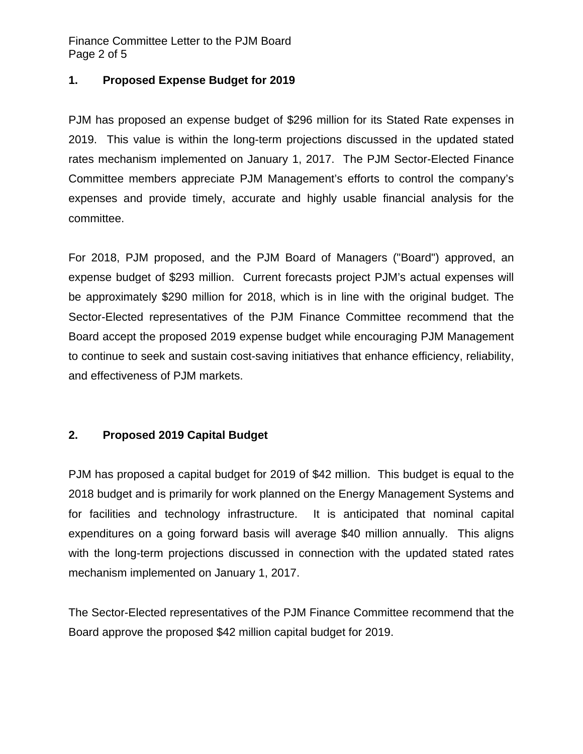## 1. Proposed Expense Budget for 2019

PJM has proposed an expense budget of $296 million for its Stated Rate expenses in 2019. This value is within the long-term projections discussed in the updated stated rates mechanism implemented on January 1, 2017. The PJM Sector-Elected Finance Committee members appreciate PJM Management's efforts to control the company's expenses and provide timely, accurate and highly usable financial analysis for the committee.

For 2018, PJM proposed, and the PJM Board of Managers ("Board") approved, an expense budget of $293 million. Current forecasts project PJM's actual expenses will be approximately $290 million for 2018, which is in line with the original budget. The Sector-Elected representatives of the PJM Finance Committee recommend that the Board accept the proposed 2019 expense budget while encouraging PJM Management to continue to seek and sustain cost-saving initiatives that enhance efficiency, reliability, and effectiveness of PJM markets.

## 2. Proposed 2019 Capital Budget

PJM has proposed a capital budget for 2019 of $42 million. This budget is equal to the 2018 budget and is primarily for work planned on the Energy Management Systems and for facilities and technology infrastructure. It is anticipated that nominal capital expenditures on a going forward basis will average $40 million annually. This aligns with the long-term projections discussed in connection with the updated stated rates mechanism implemented on January 1, 2017.

The Sector-Elected representatives of the PJM Finance Committee recommend that the Board approve the proposed $42 million capital budget for 2019.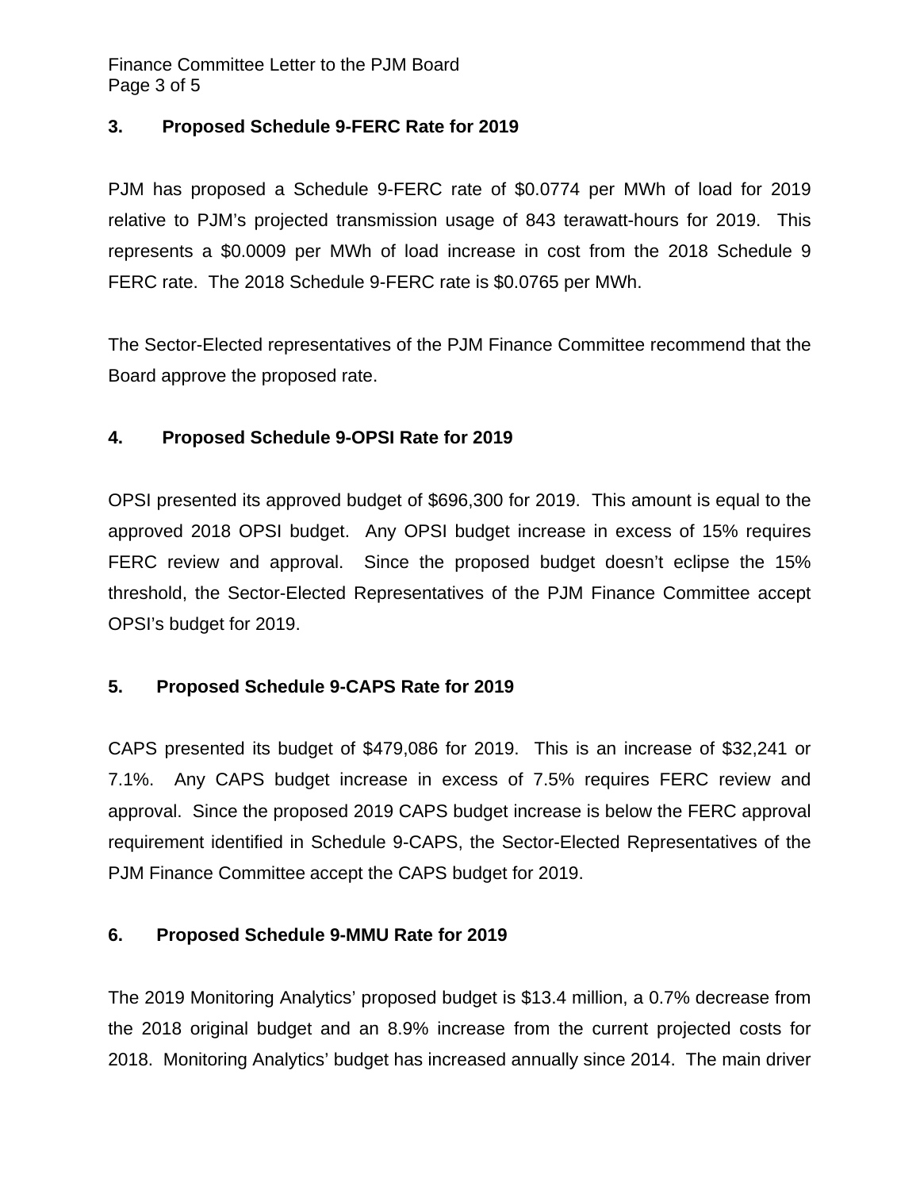### 3. Proposed Schedule 9-FERC Rate for 2019

PJM has proposed a Schedule 9-FERC rate of $0.0774 per MWh of load for 2019 relative to PJM's projected transmission usage of 843 terawatt-hours for 2019. This represents a $0.0009 per MWh of load increase in cost from the 2018 Schedule 9 FERC rate. The 2018 Schedule 9-FERC rate is $0.0765 per MWh.

The Sector-Elected representatives of the PJM Finance Committee recommend that the Board approve the proposed rate.

### 4. Proposed Schedule 9-OPSI Rate for 2019

OPSI presented its approved budget of $696,300 for 2019. This amount is equal to the approved 2018 OPSI budget. Any OPSI budget increase in excess of 15% requires FERC review and approval. Since the proposed budget doesn't eclipse the 15% threshold, the Sector-Elected Representatives of the PJM Finance Committee accept OPSI's budget for 2019.

### 5. Proposed Schedule 9-CAPS Rate for 2019

CAPS presented its budget of $479,086 for 2019. This is an increase of $32,241 or 7.1%. Any CAPS budget increase in excess of 7.5% requires FERC review and approval. Since the proposed 2019 CAPS budget increase is below the FERC approval requirement identified in Schedule 9-CAPS, the Sector-Elected Representatives of the PJM Finance Committee accept the CAPS budget for 2019.

### 6. Proposed Schedule 9-MMU Rate for 2019

The 2019 Monitoring Analytics' proposed budget is $13.4 million, a 0.7% decrease from the 2018 original budget and an 8.9% increase from the current projected costs for 2018. Monitoring Analytics' budget has increased annually since 2014. The main driver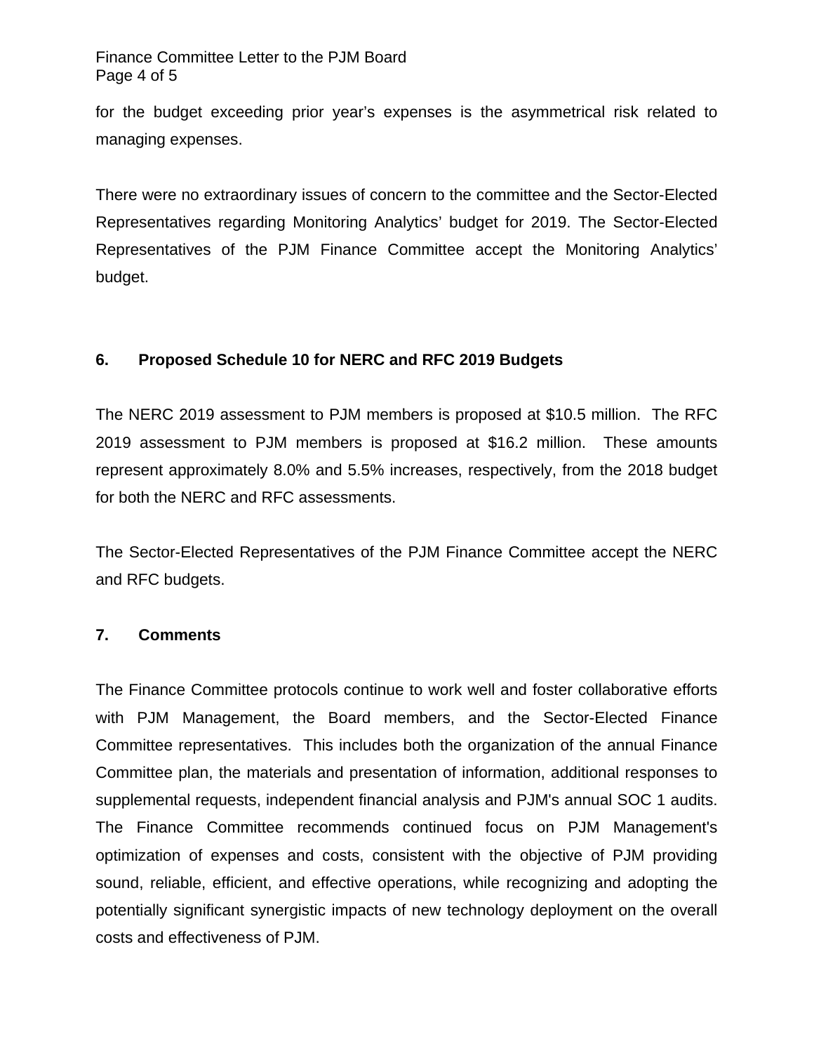for the budget exceeding prior year's expenses is the asymmetrical risk related to managing expenses.

There were no extraordinary issues of concern to the committee and the Sector-Elected Representatives regarding Monitoring Analytics' budget for 2019. The Sector-Elected Representatives of the PJM Finance Committee accept the Monitoring Analytics' budget.

## 6. Proposed Schedule 10 for NERC and RFC 2019 Budgets

The NERC 2019 assessment to PJM members is proposed at $10.5 million. The RFC 2019 assessment to PJM members is proposed at $16.2 million. These amounts represent approximately 8.0% and 5.5% increases, respectively, from the 2018 budget for both the NERC and RFC assessments.

The Sector-Elected Representatives of the PJM Finance Committee accept the NERC and RFC budgets.

## 7. Comments

The Finance Committee protocols continue to work well and foster collaborative efforts with PJM Management, the Board members, and the Sector-Elected Finance Committee representatives. This includes both the organization of the annual Finance Committee plan, the materials and presentation of information, additional responses to supplemental requests, independent financial analysis and PJM's annual SOC 1 audits. The Finance Committee recommends continued focus on PJM Management's optimization of expenses and costs, consistent with the objective of PJM providing sound, reliable, efficient, and effective operations, while recognizing and adopting the potentially significant synergistic impacts of new technology deployment on the overall costs and effectiveness of PJM.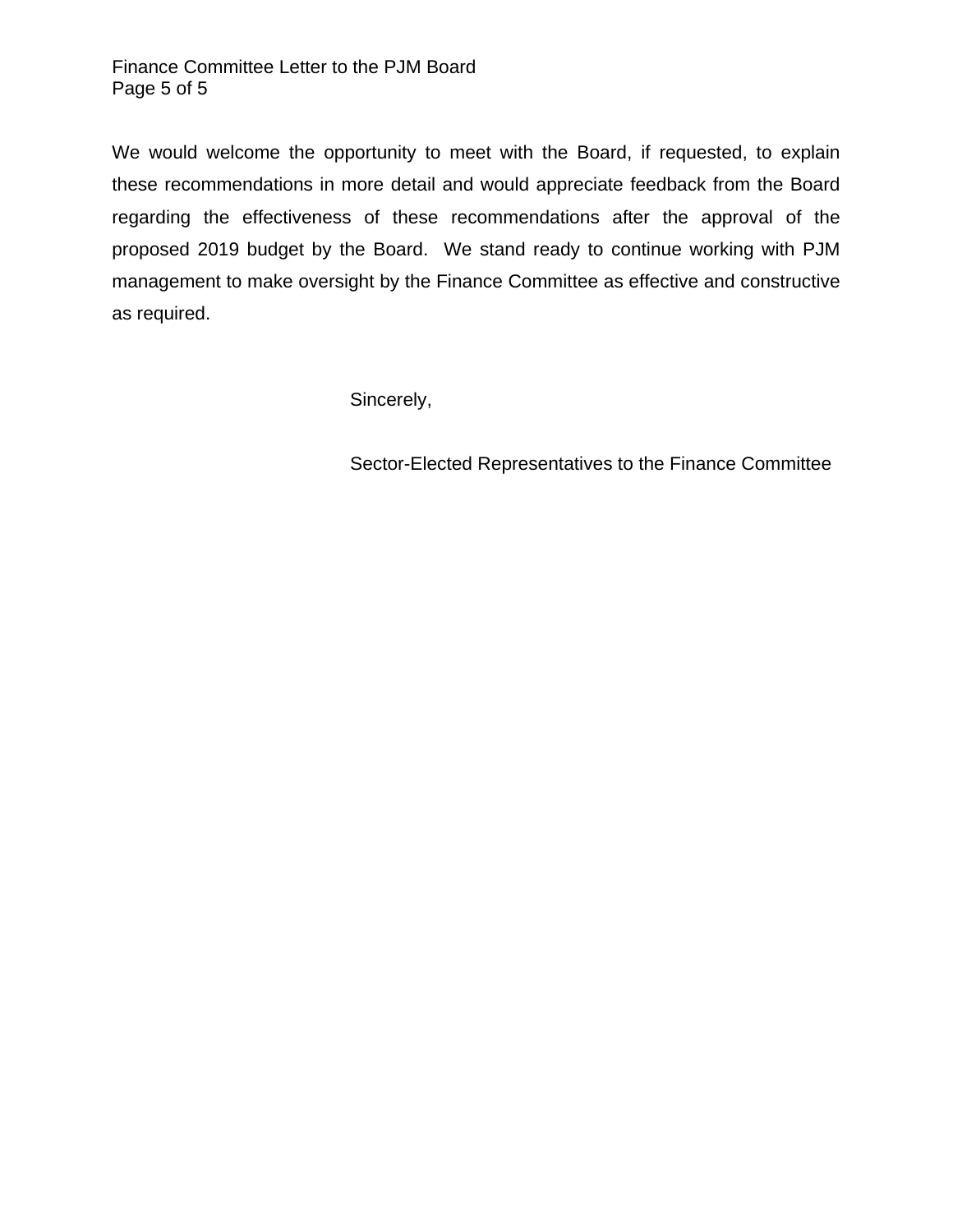We would welcome the opportunity to meet with the Board, if requested, to explain these recommendations in more detail and would appreciate feedback from the Board regarding the effectiveness of these recommendations after the approval of the proposed 2019 budget by the Board. We stand ready to continue working with PJM management to make oversight by the Finance Committee as effective and constructive as required.

Sincerely,

Sector-Elected Representatives to the Finance Committee